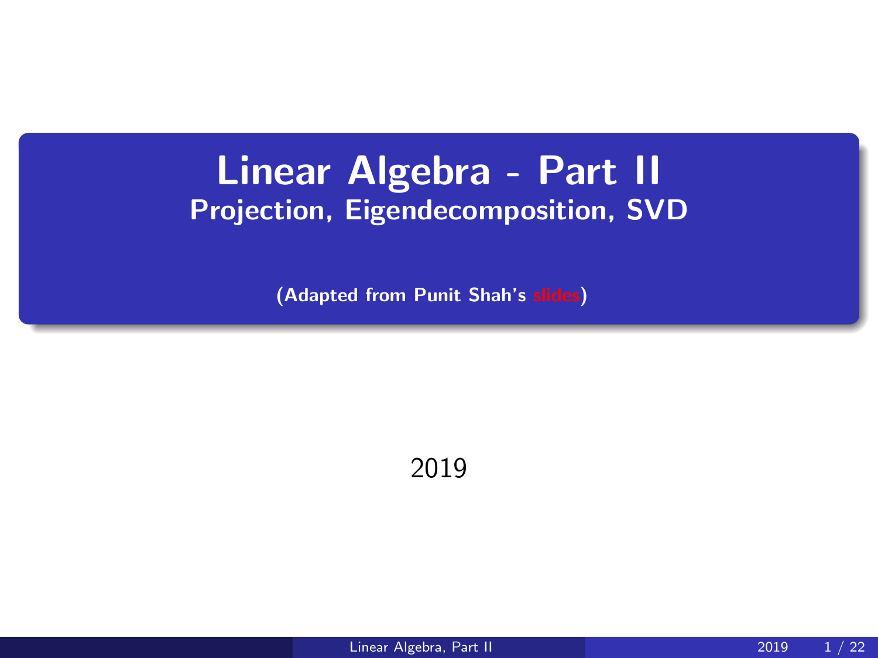# Linear Algebra - Part II

## Projection, Eigendecomposition, SVD

**(Adapted from Punit Shah's slides)**

2019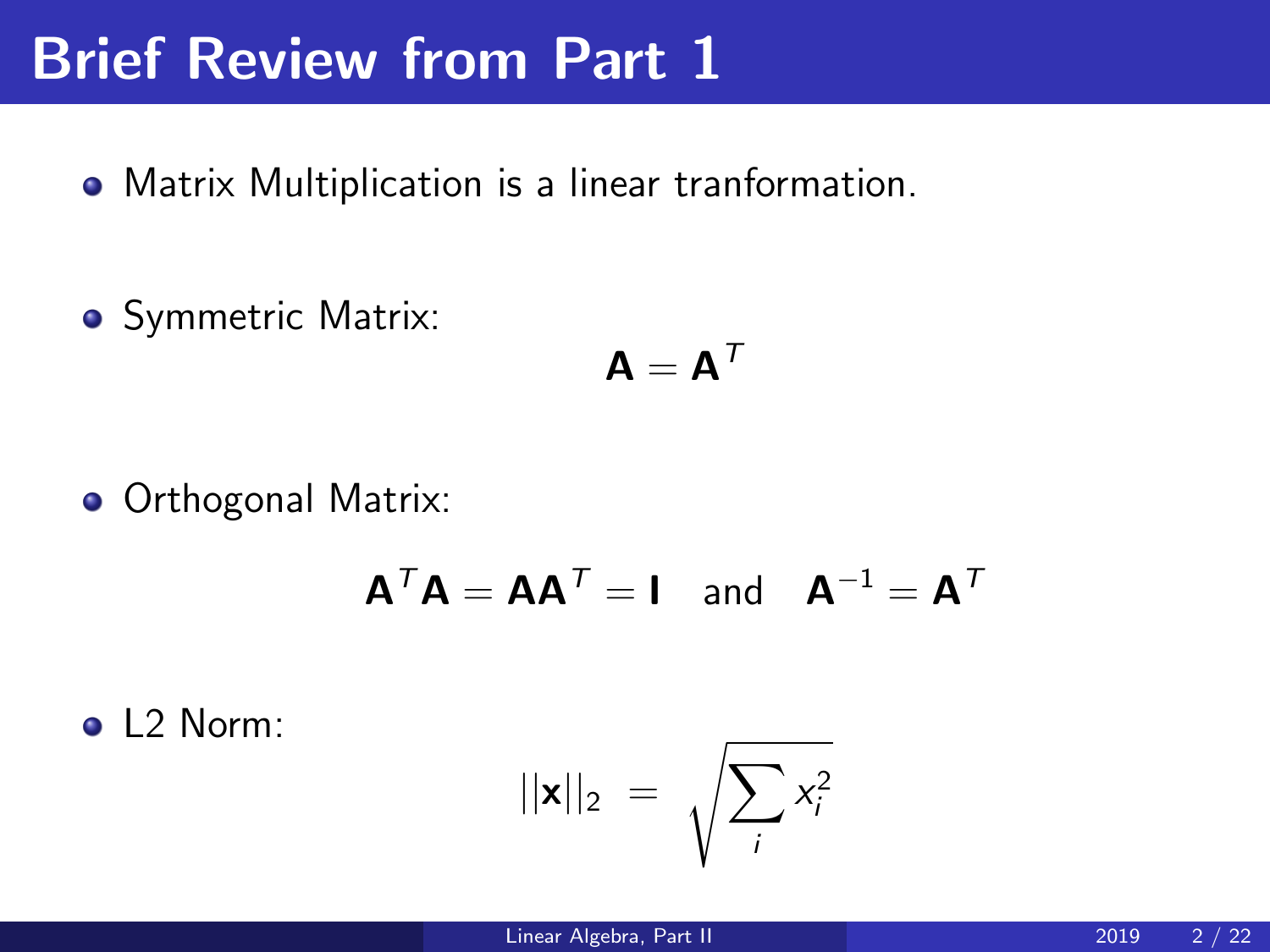# Brief Review from Part 1

- Matrix Multiplication is a linear tranformation.

- Symmetric Matrix:

$$\mathbf{A} = \mathbf{A}^T$$

- Orthogonal Matrix:

$$\mathbf{A}^T\mathbf{A} = \mathbf{A}\mathbf{A}^T = \mathbf{I} \quad \text{and} \quad \mathbf{A}^{-1} = \mathbf{A}^T$$

- L2 Norm:

$$||\mathbf{x}||_2 \;=\; \sqrt{\sum_i x_i^2}$$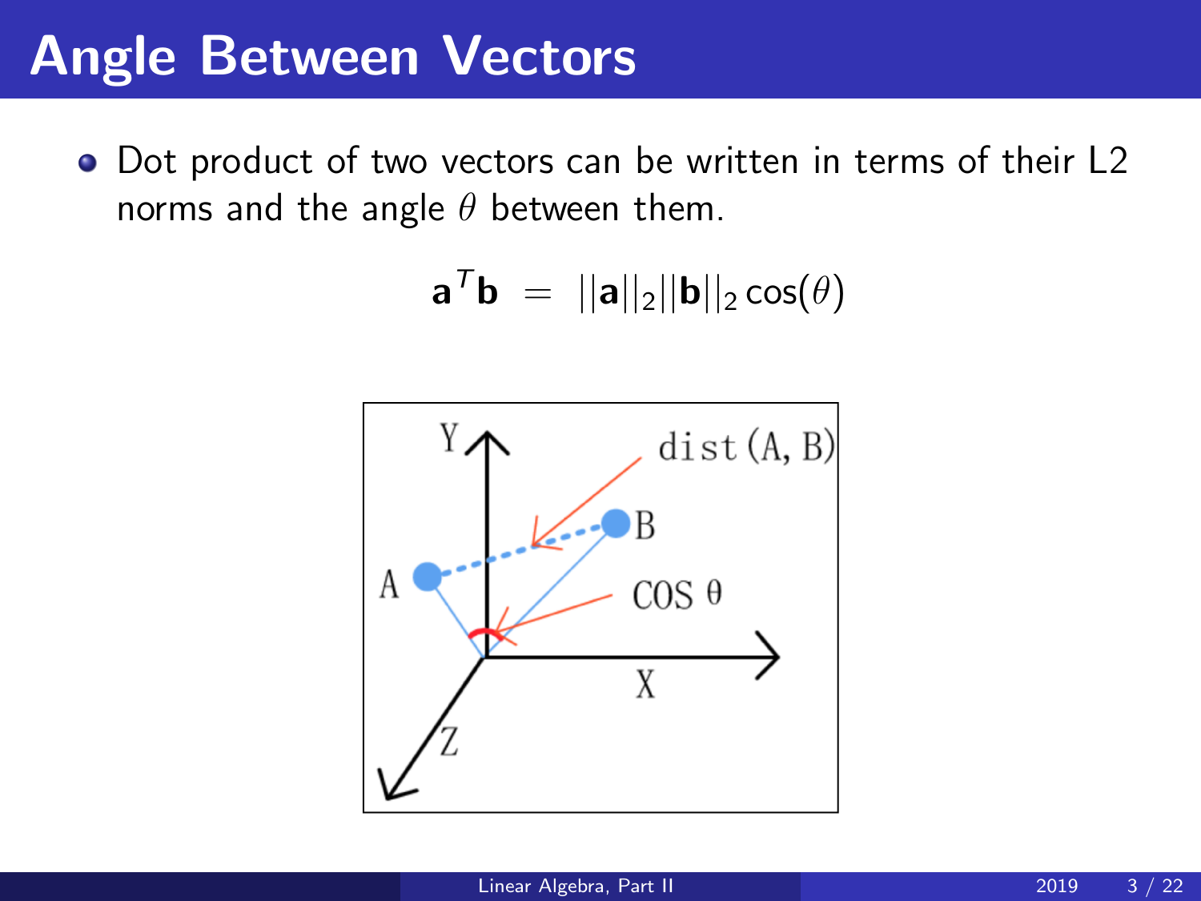# Angle Between Vectors

- Dot product of two vectors can be written in terms of their L2 norms and the angle $\theta$ between them.

$$\mathbf{a}^T\mathbf{b} \; = \; ||\mathbf{a}||_2||\mathbf{b}||_2 \cos(\theta)$$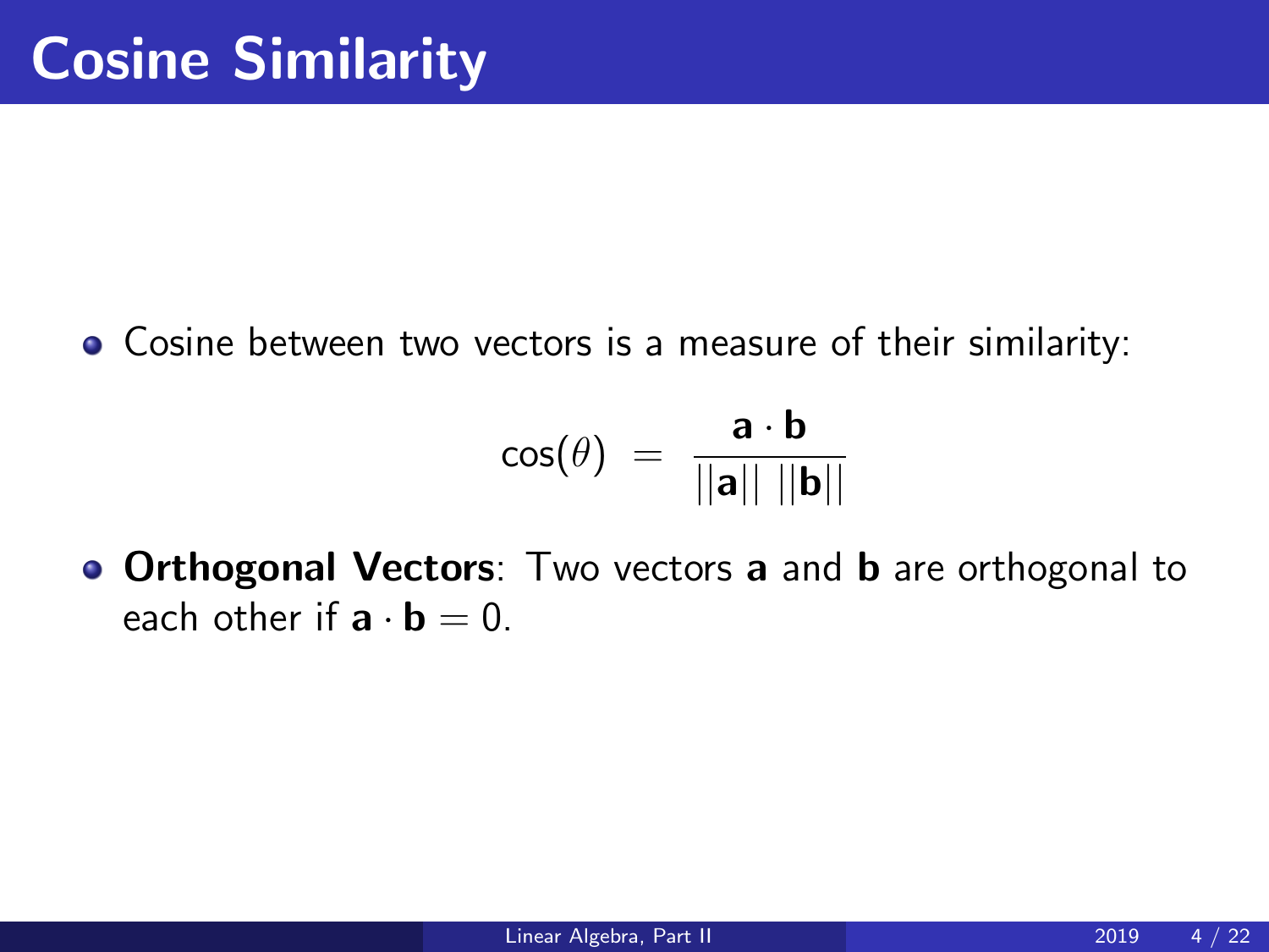# Cosine Similarity

- Cosine between two vectors is a measure of their similarity:

$$\cos(\theta) \ = \ \frac{\mathbf{a} \cdot \mathbf{b}}{||\mathbf{a}|| \ ||\mathbf{b}||}$$

- **Orthogonal Vectors**: Two vectors $\mathbf{a}$ and $\mathbf{b}$ are orthogonal to each other if $\mathbf{a} \cdot \mathbf{b} = 0$.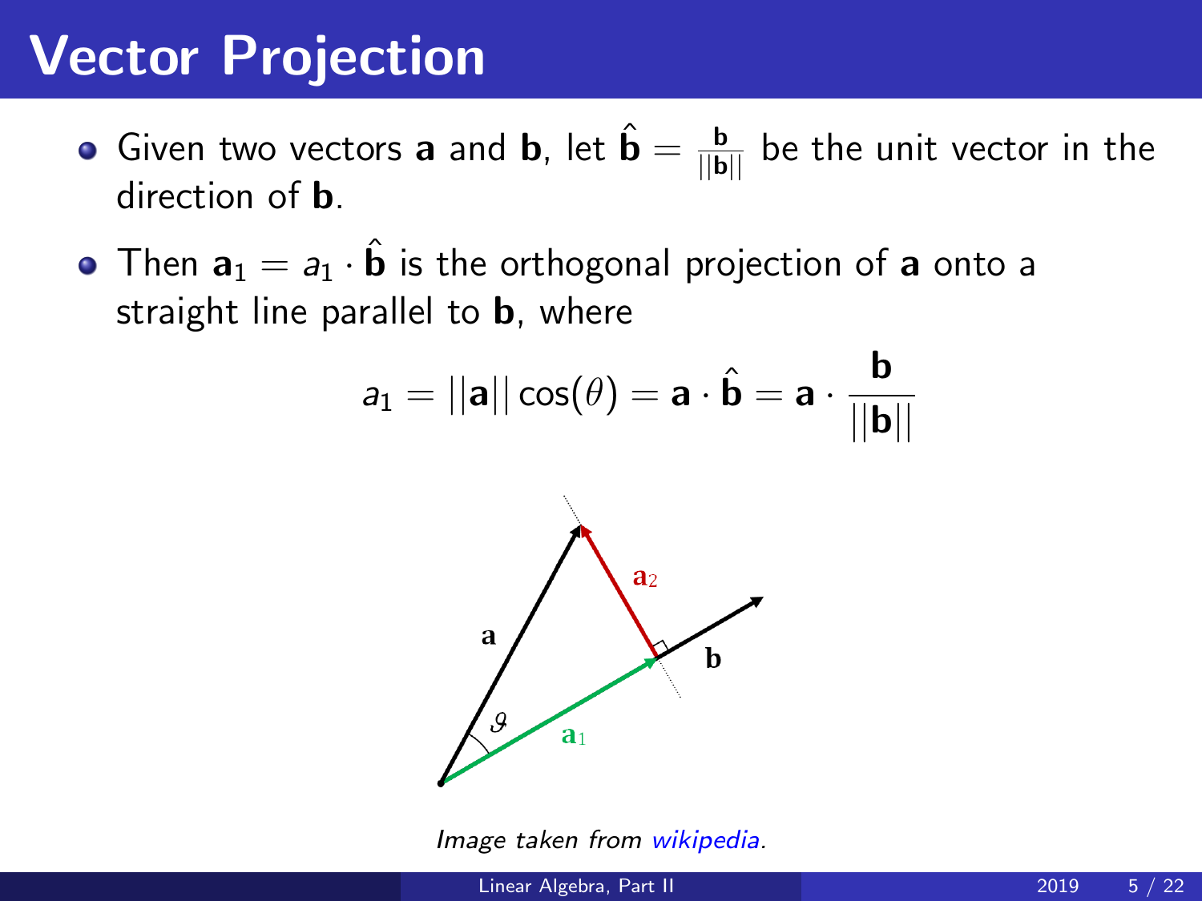# Vector Projection

- Given two vectors $\mathbf{a}$ and $\mathbf{b}$, let $\hat{\mathbf{b}} = \frac{\mathbf{b}}{||\mathbf{b}||}$ be the unit vector in the direction of $\mathbf{b}$.
- Then $\mathbf{a}_1 = a_1 \cdot \hat{\mathbf{b}}$ is the orthogonal projection of $\mathbf{a}$ onto a straight line parallel to $\mathbf{b}$, where

$$a_1 = ||\mathbf{a}|| \cos(\theta) = \mathbf{a} \cdot \hat{\mathbf{b}} = \mathbf{a} \cdot \frac{\mathbf{b}}{||\mathbf{b}||}$$

*Image taken from wikipedia.*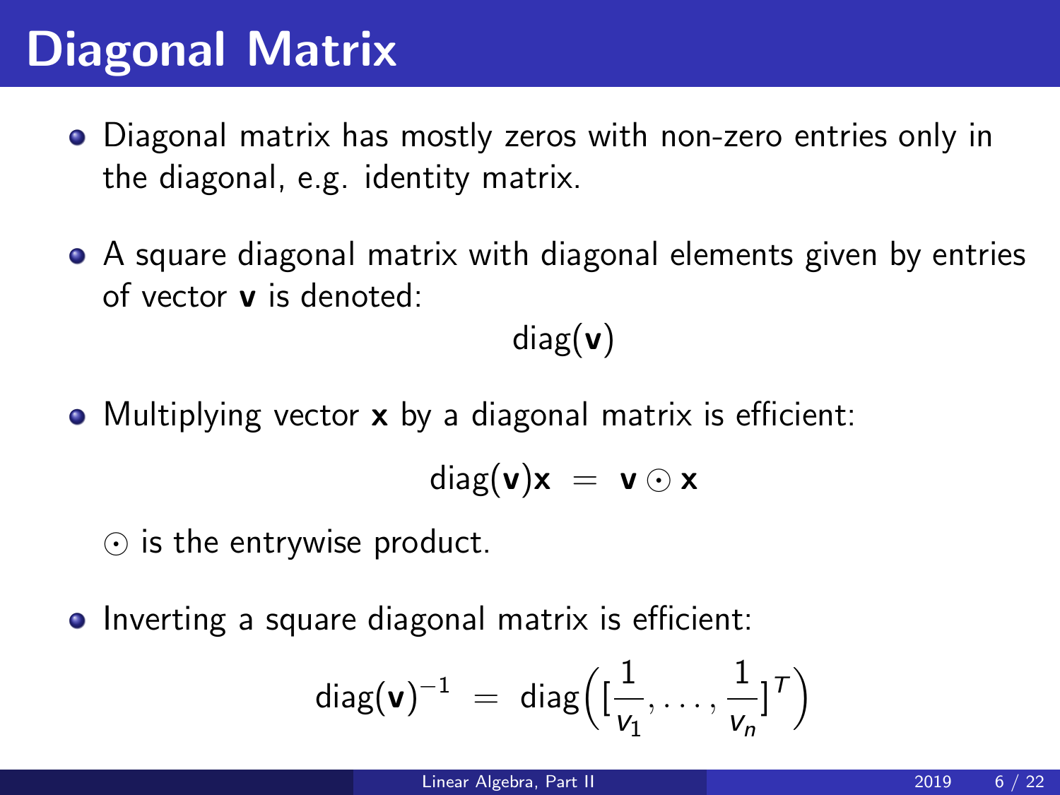# Diagonal Matrix

- Diagonal matrix has mostly zeros with non-zero entries only in the diagonal, e.g. identity matrix.
- A square diagonal matrix with diagonal elements given by entries of vector $\mathbf{v}$ is denoted:

$$\text{diag}(\mathbf{v})$$

- Multiplying vector $\mathbf{x}$ by a diagonal matrix is efficient:

$$\text{diag}(\mathbf{v})\mathbf{x} \ = \ \mathbf{v} \odot \mathbf{x}$$

  $\odot$ is the entrywise product.

- Inverting a square diagonal matrix is efficient:

$$\text{diag}(\mathbf{v})^{-1} \ = \ \text{diag}\Big( [\frac{1}{v_1}, \ldots, \frac{1}{v_n}]^T \Big)$$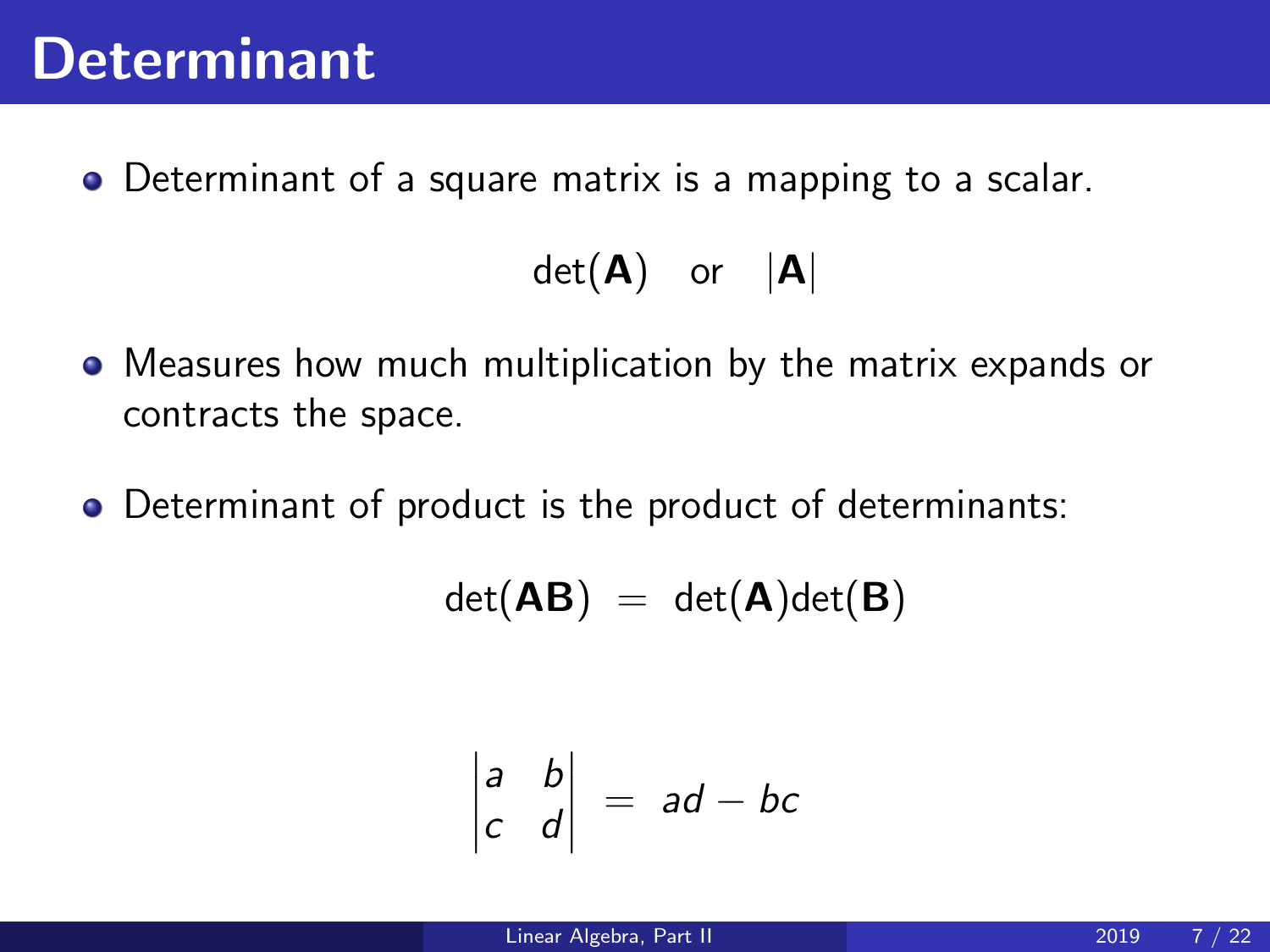# Determinant

- Determinant of a square matrix is a mapping to a scalar.

$$\det(\mathbf{A}) \quad \text{or} \quad |\mathbf{A}|$$

- Measures how much multiplication by the matrix expands or contracts the space.

- Determinant of product is the product of determinants:

$$\det(\mathbf{AB}) \ = \ \det(\mathbf{A})\det(\mathbf{B})$$

$$\begin{vmatrix} a & b \\ c & d \end{vmatrix} \ = \ ad - bc$$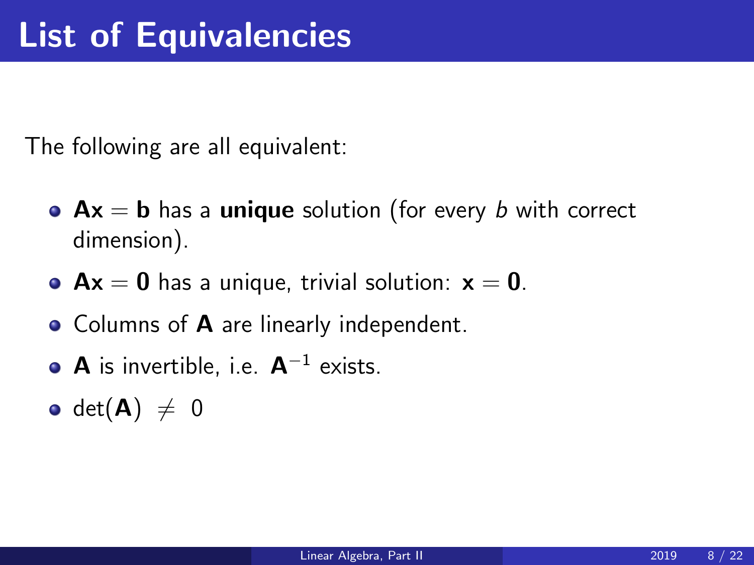# List of Equivalencies

The following are all equivalent:

- $\mathbf{Ax} = \mathbf{b}$ has a **unique** solution (for every $b$ with correct dimension).
- $\mathbf{Ax} = \mathbf{0}$ has a unique, trivial solution: $\mathbf{x} = \mathbf{0}$.
- Columns of $\mathbf{A}$ are linearly independent.
- $\mathbf{A}$ is invertible, i.e. $\mathbf{A}^{-1}$ exists.
- $\det(\mathbf{A}) \neq 0$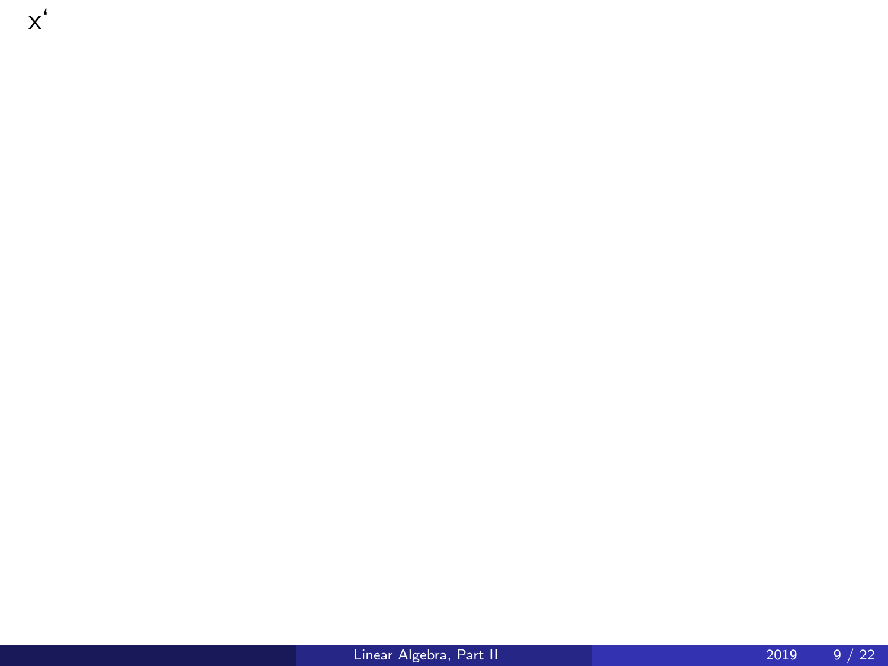x'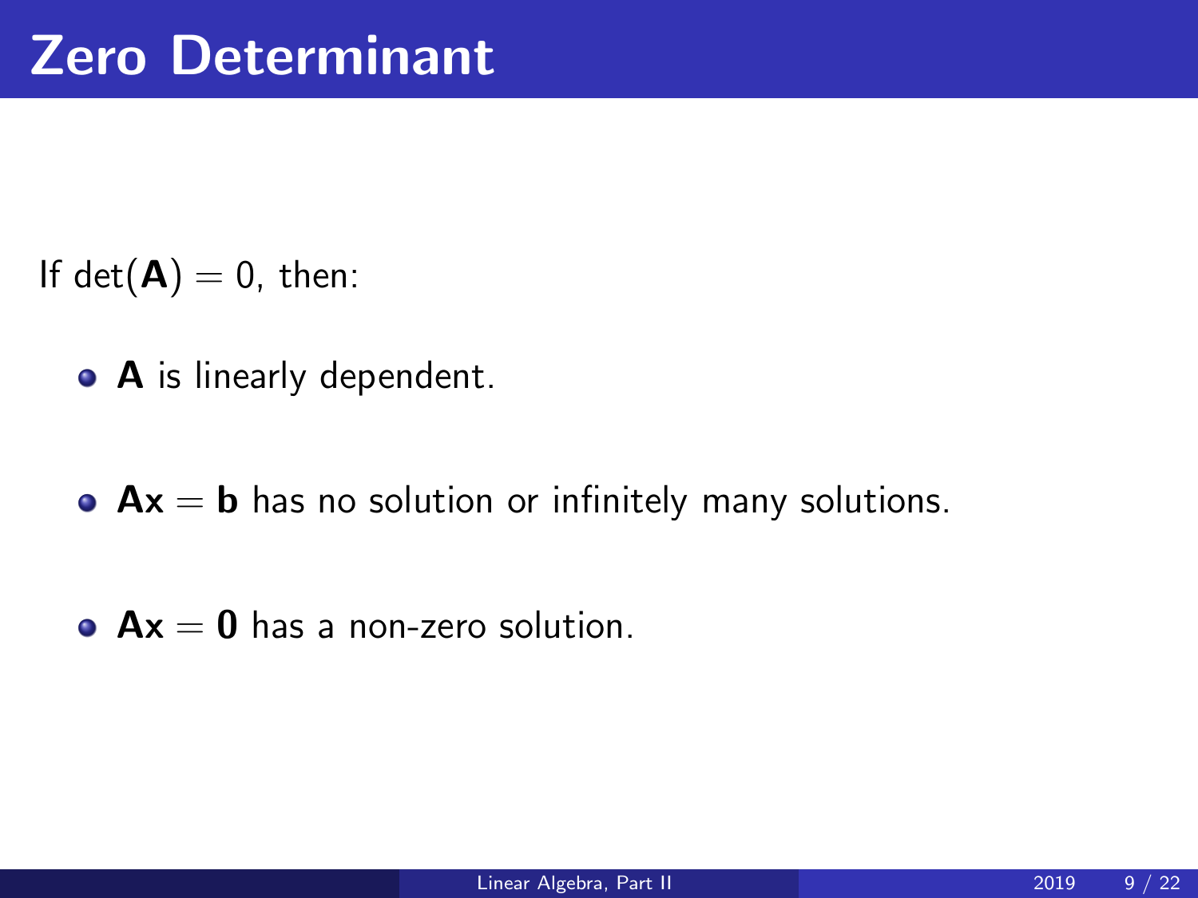# Zero Determinant

If $\det(\mathbf{A}) = 0$, then:

- $\mathbf{A}$ is linearly dependent.
- $\mathbf{Ax} = \mathbf{b}$ has no solution or infinitely many solutions.
- $\mathbf{Ax} = \mathbf{0}$ has a non-zero solution.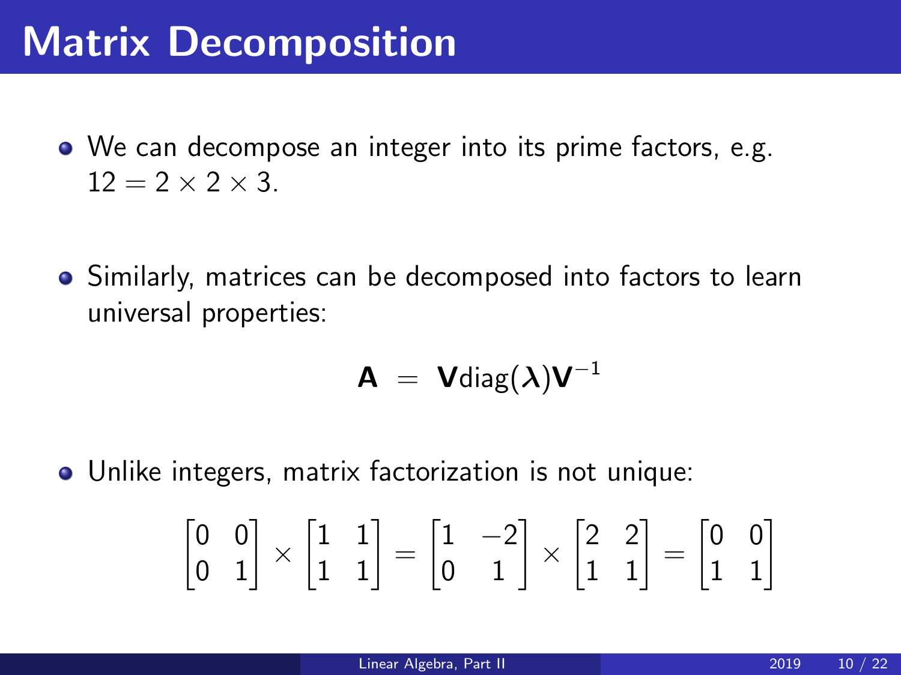# Matrix Decomposition

- We can decompose an integer into its prime factors, e.g. $12 = 2 \times 2 \times 3$.

- Similarly, matrices can be decomposed into factors to learn universal properties:

$$\mathbf{A} \ = \ \mathbf{V}\text{diag}(\boldsymbol{\lambda})\mathbf{V}^{-1}$$

- Unlike integers, matrix factorization is not unique:

$$\begin{bmatrix} 0 & 0 \\ 0 & 1 \end{bmatrix} \times \begin{bmatrix} 1 & 1 \\ 1 & 1 \end{bmatrix} = \begin{bmatrix} 1 & -2 \\ 0 & 1 \end{bmatrix} \times \begin{bmatrix} 2 & 2 \\ 1 & 1 \end{bmatrix} = \begin{bmatrix} 0 & 0 \\ 1 & 1 \end{bmatrix}$$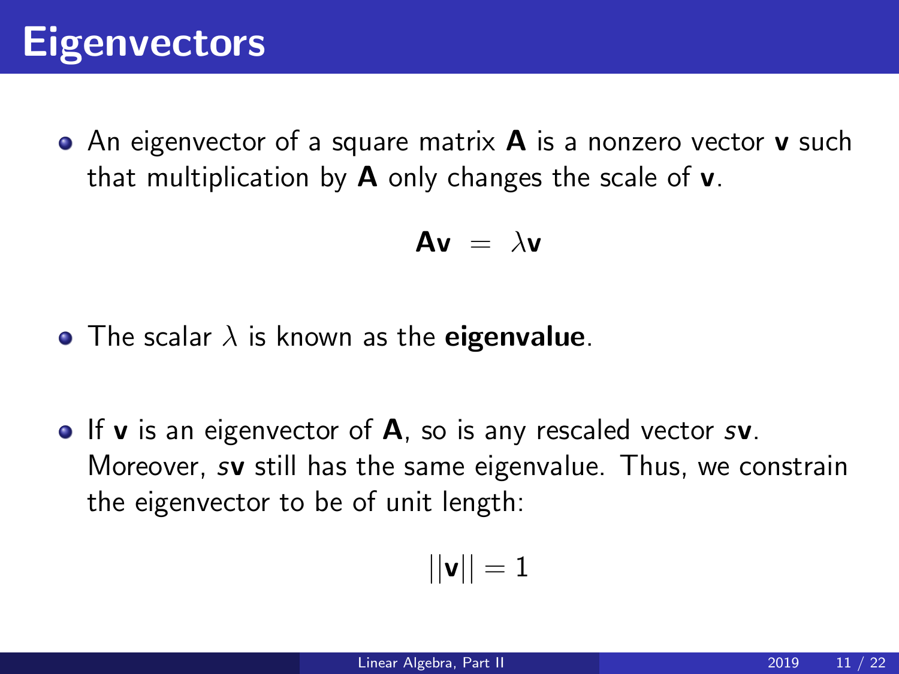# Eigenvectors

- An eigenvector of a square matrix $\mathbf{A}$ is a nonzero vector $\mathbf{v}$ such that multiplication by $\mathbf{A}$ only changes the scale of $\mathbf{v}$.

$$\mathbf{A}\mathbf{v} = \lambda\mathbf{v}$$

- The scalar $\lambda$ is known as the **eigenvalue**.

- If $\mathbf{v}$ is an eigenvector of $\mathbf{A}$, so is any rescaled vector $s\mathbf{v}$. Moreover, $s\mathbf{v}$ still has the same eigenvalue. Thus, we constrain the eigenvector to be of unit length:

$$||\mathbf{v}|| = 1$$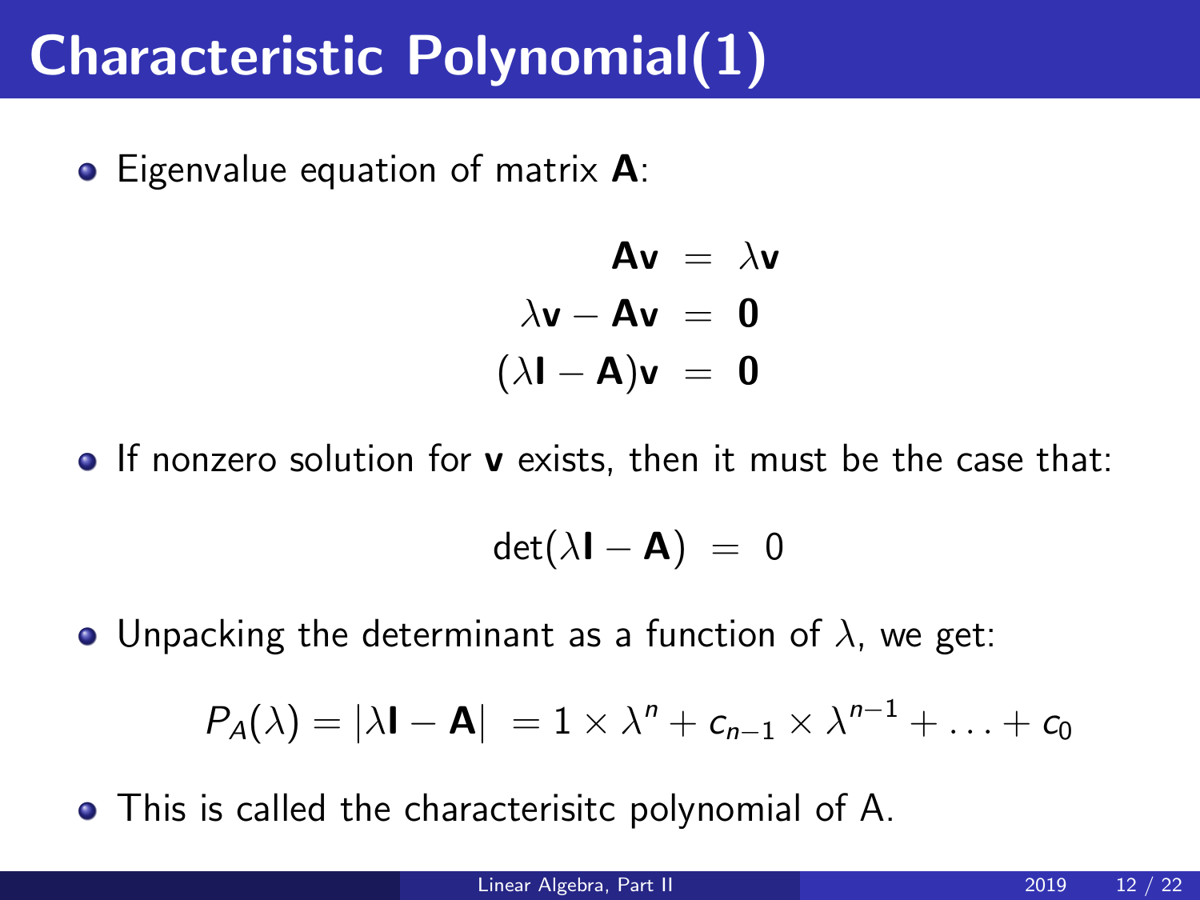# Characteristic Polynomial(1)

- Eigenvalue equation of matrix $\mathbf{A}$:

$$
\begin{aligned}
\mathbf{A}\mathbf{v} &= \lambda\mathbf{v} \\
\lambda\mathbf{v} - \mathbf{A}\mathbf{v} &= \mathbf{0} \\
(\lambda\mathbf{I} - \mathbf{A})\mathbf{v} &= \mathbf{0}
\end{aligned}
$$

- If nonzero solution for $\mathbf{v}$ exists, then it must be the case that:

$$
\det(\lambda\mathbf{I} - \mathbf{A}) = 0
$$

- Unpacking the determinant as a function of $\lambda$, we get:

$$
P_A(\lambda) = |\lambda\mathbf{I} - \mathbf{A}| = 1 \times \lambda^n + c_{n-1} \times \lambda^{n-1} + \ldots + c_0
$$

- This is called the characterisitc polynomial of A.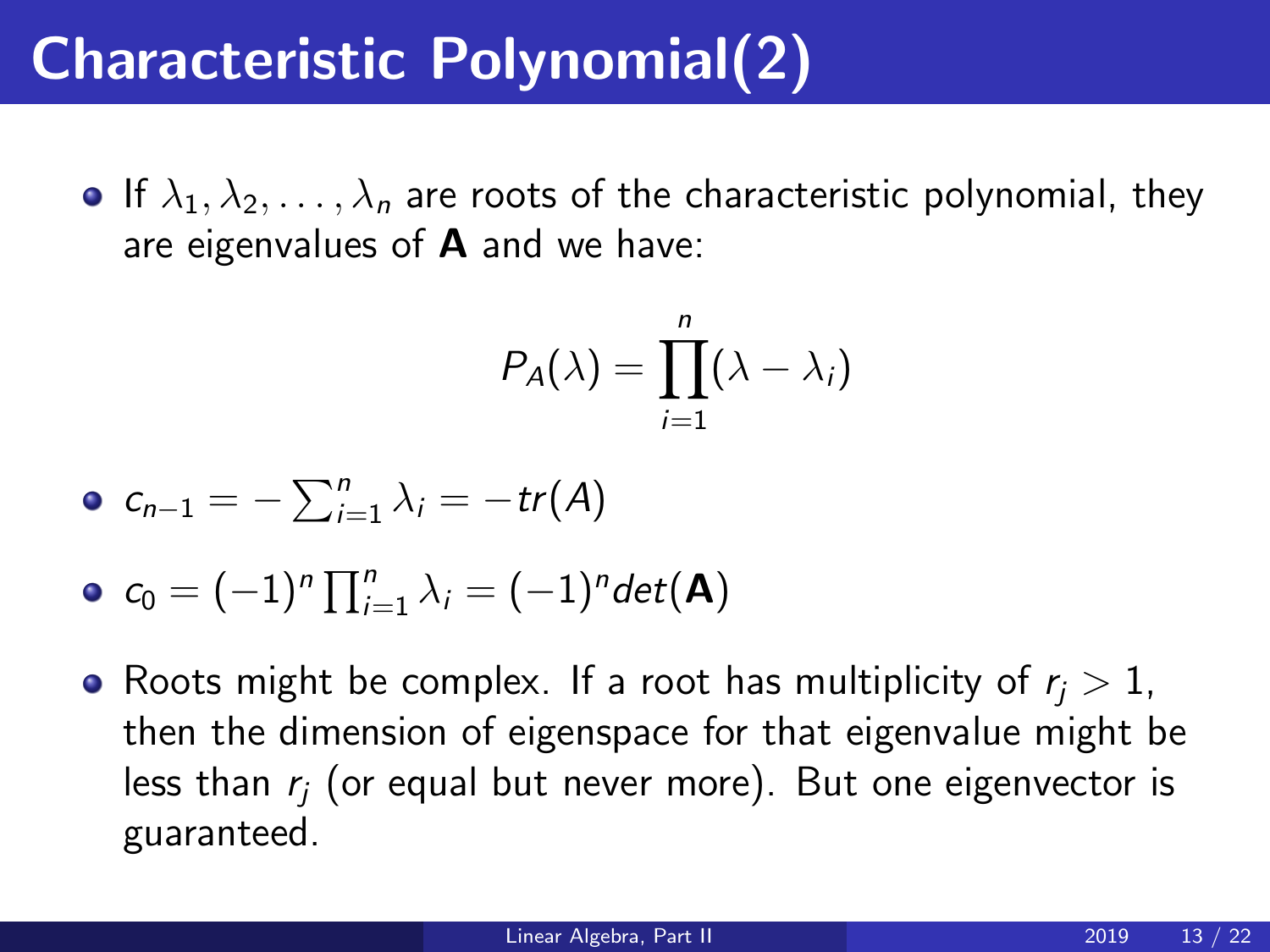# Characteristic Polynomial(2)

- If $\lambda_1, \lambda_2, \ldots, \lambda_n$ are roots of the characteristic polynomial, they are eigenvalues of $\mathbf{A}$ and we have:

$$P_A(\lambda) = \prod_{i=1}^{n} (\lambda - \lambda_i)$$

- $c_{n-1} = -\sum_{i=1}^{n} \lambda_i = -tr(A)$
- $c_0 = (-1)^n \prod_{i=1}^{n} \lambda_i = (-1)^n det(\mathbf{A})$
- Roots might be complex. If a root has multiplicity of $r_j > 1$, then the dimension of eigenspace for that eigenvalue might be less than $r_j$ (or equal but never more). But one eigenvector is guaranteed.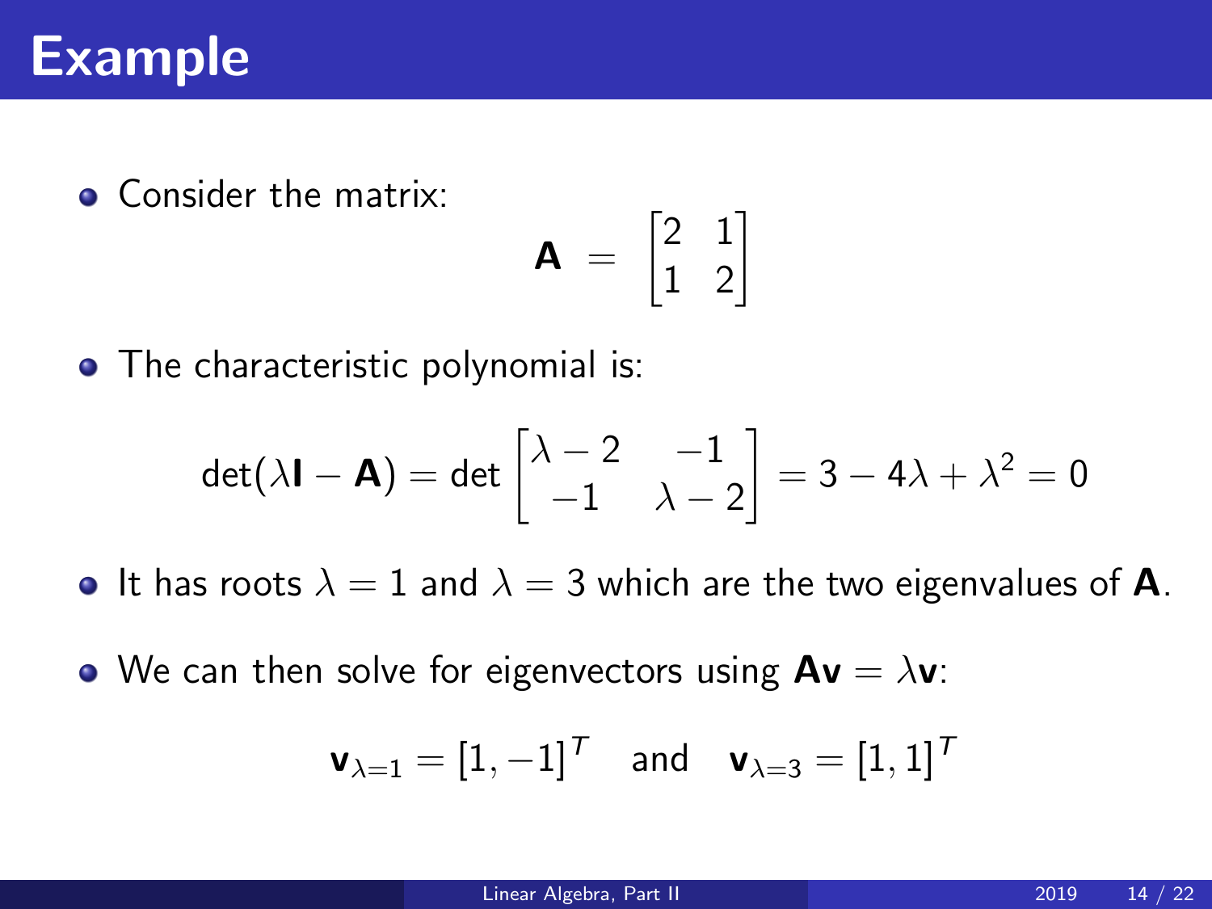# Example

- Consider the matrix:

$$\mathbf{A} = \begin{bmatrix} 2 & 1 \\ 1 & 2 \end{bmatrix}$$

- The characteristic polynomial is:

$$\det(\lambda \mathbf{I} - \mathbf{A}) = \det \begin{bmatrix} \lambda - 2 & -1 \\ -1 & \lambda - 2 \end{bmatrix} = 3 - 4\lambda + \lambda^2 = 0$$

- It has roots $\lambda = 1$ and $\lambda = 3$ which are the two eigenvalues of $\mathbf{A}$.

- We can then solve for eigenvectors using $\mathbf{A}\mathbf{v} = \lambda \mathbf{v}$:

$$\mathbf{v}_{\lambda=1} = [1, -1]^T \quad \text{and} \quad \mathbf{v}_{\lambda=3} = [1, 1]^T$$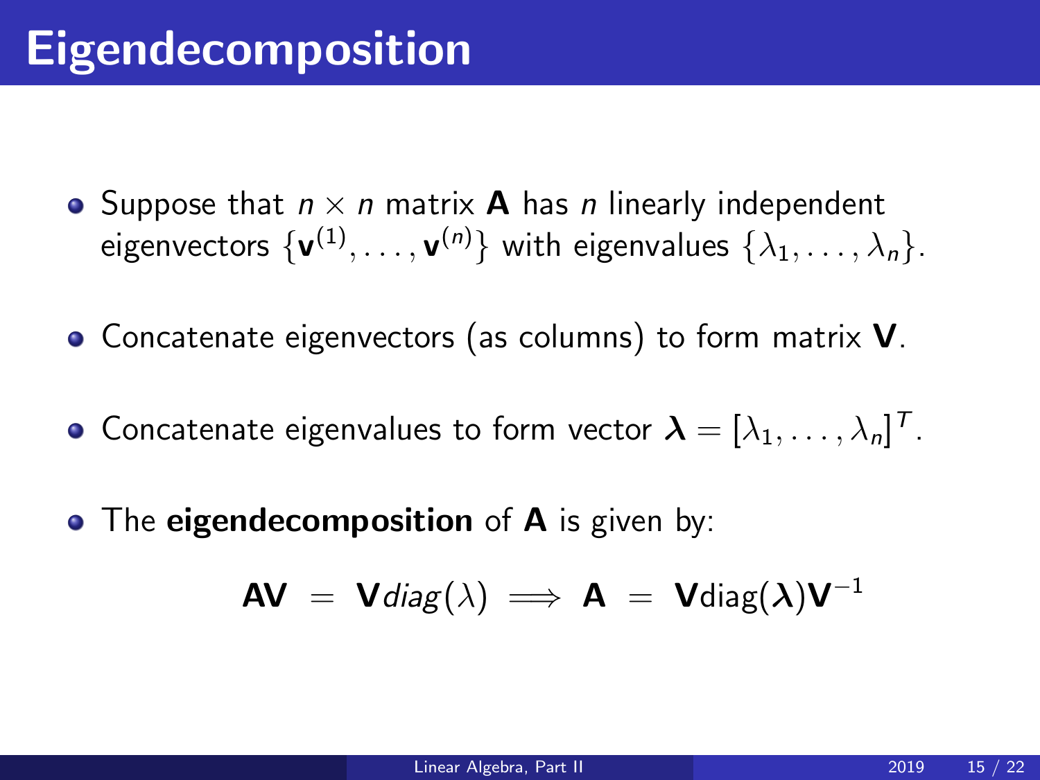# Eigendecomposition

- Suppose that $n \times n$ matrix $\mathbf{A}$ has $n$ linearly independent eigenvectors $\{\mathbf{v}^{(1)}, \ldots, \mathbf{v}^{(n)}\}$ with eigenvalues $\{\lambda_1, \ldots, \lambda_n\}$.
- Concatenate eigenvectors (as columns) to form matrix $\mathbf{V}$.
- Concatenate eigenvalues to form vector $\boldsymbol{\lambda} = [\lambda_1, \ldots, \lambda_n]^T$.
- The **eigendecomposition** of $\mathbf{A}$ is given by:

$$\mathbf{AV} \;=\; \mathbf{V}\mathit{diag}(\lambda) \implies \mathbf{A} \;=\; \mathbf{V}\text{diag}(\boldsymbol{\lambda})\mathbf{V}^{-1}$$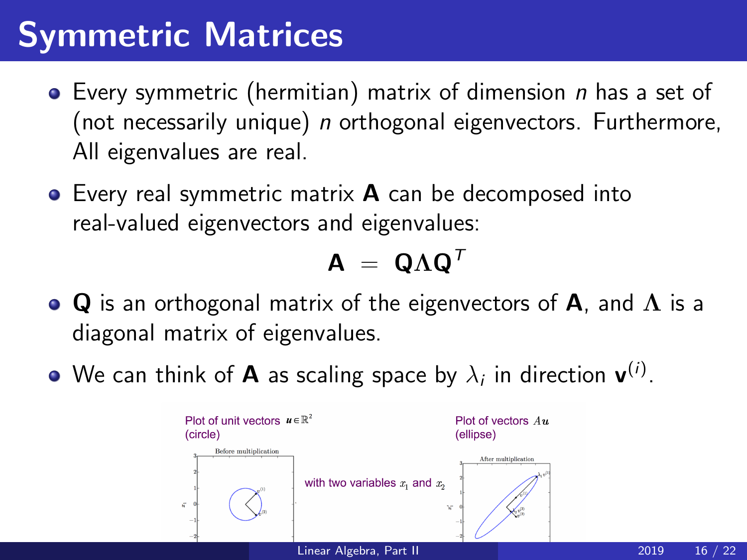# Symmetric Matrices

- Every symmetric (hermitian) matrix of dimension $n$ has a set of (not necessarily unique) $n$ orthogonal eigenvectors. Furthermore, All eigenvalues are real.
- Every real symmetric matrix $\mathbf{A}$ can be decomposed into real-valued eigenvectors and eigenvalues:

$$\mathbf{A} = \mathbf{Q}\Lambda\mathbf{Q}^T$$

- $\mathbf{Q}$ is an orthogonal matrix of the eigenvectors of $\mathbf{A}$, and $\Lambda$ is a diagonal matrix of eigenvalues.
- We can think of $\mathbf{A}$ as scaling space by $\lambda_i$ in direction $\mathbf{v}^{(i)}$.

Plot of unit vectors $\boldsymbol{u} \in \mathbb{R}^2$ (circle)

with two variables $x_1$ and $x_2$

Plot of vectors $A\boldsymbol{u}$ (ellipse)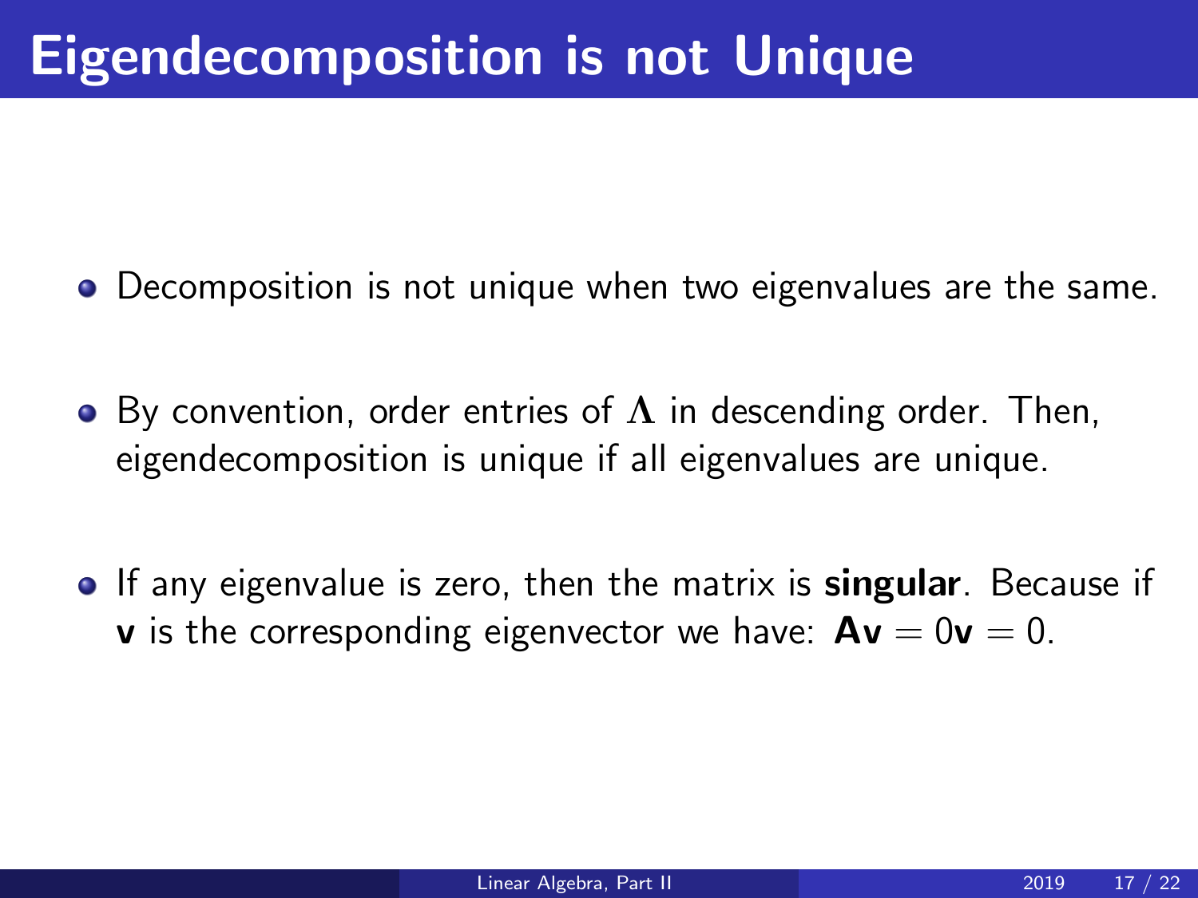# Eigendecomposition is not Unique

- Decomposition is not unique when two eigenvalues are the same.
- By convention, order entries of $\mathbf{\Lambda}$ in descending order. Then, eigendecomposition is unique if all eigenvalues are unique.
- If any eigenvalue is zero, then the matrix is **singular**. Because if $\mathbf{v}$ is the corresponding eigenvector we have: $\mathbf{A}\mathbf{v} = 0\mathbf{v} = 0$.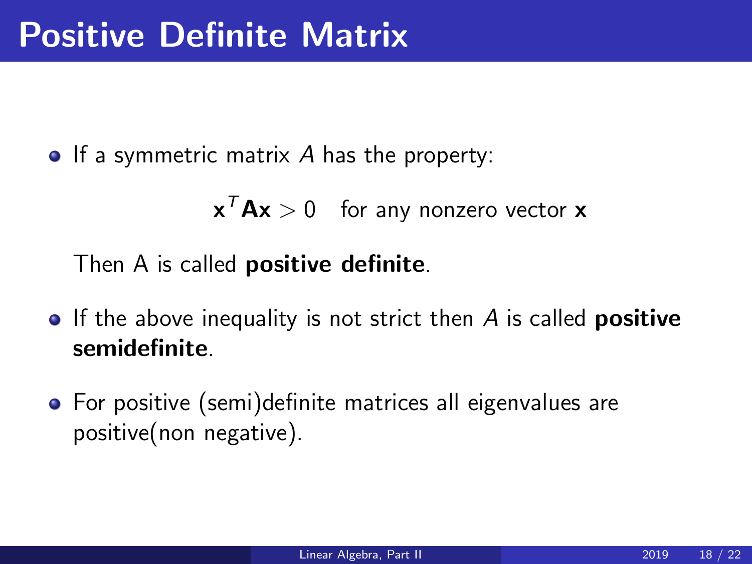# Positive Definite Matrix

- If a symmetric matrix $A$ has the property:

  $$\mathbf{x}^T \mathbf{A} \mathbf{x} > 0 \quad \text{for any nonzero vector } \mathbf{x}$$

  Then A is called **positive definite**.

- If the above inequality is not strict then $A$ is called **positive semidefinite**.

- For positive (semi)definite matrices all eigenvalues are positive(non negative).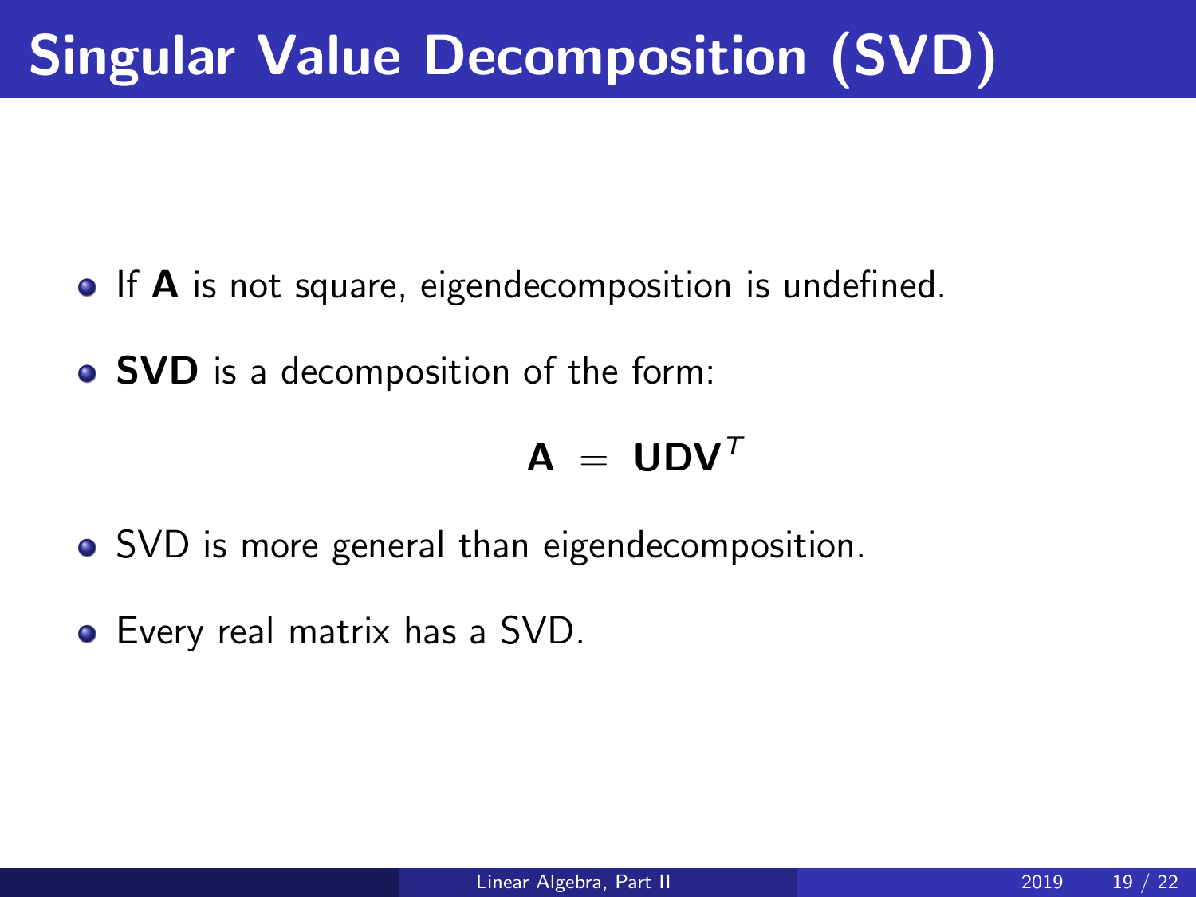# Singular Value Decomposition (SVD)

- If $\mathbf{A}$ is not square, eigendecomposition is undefined.
- **SVD** is a decomposition of the form:

$$\mathbf{A} = \mathbf{U}\mathbf{D}\mathbf{V}^T$$

- SVD is more general than eigendecomposition.
- Every real matrix has a SVD.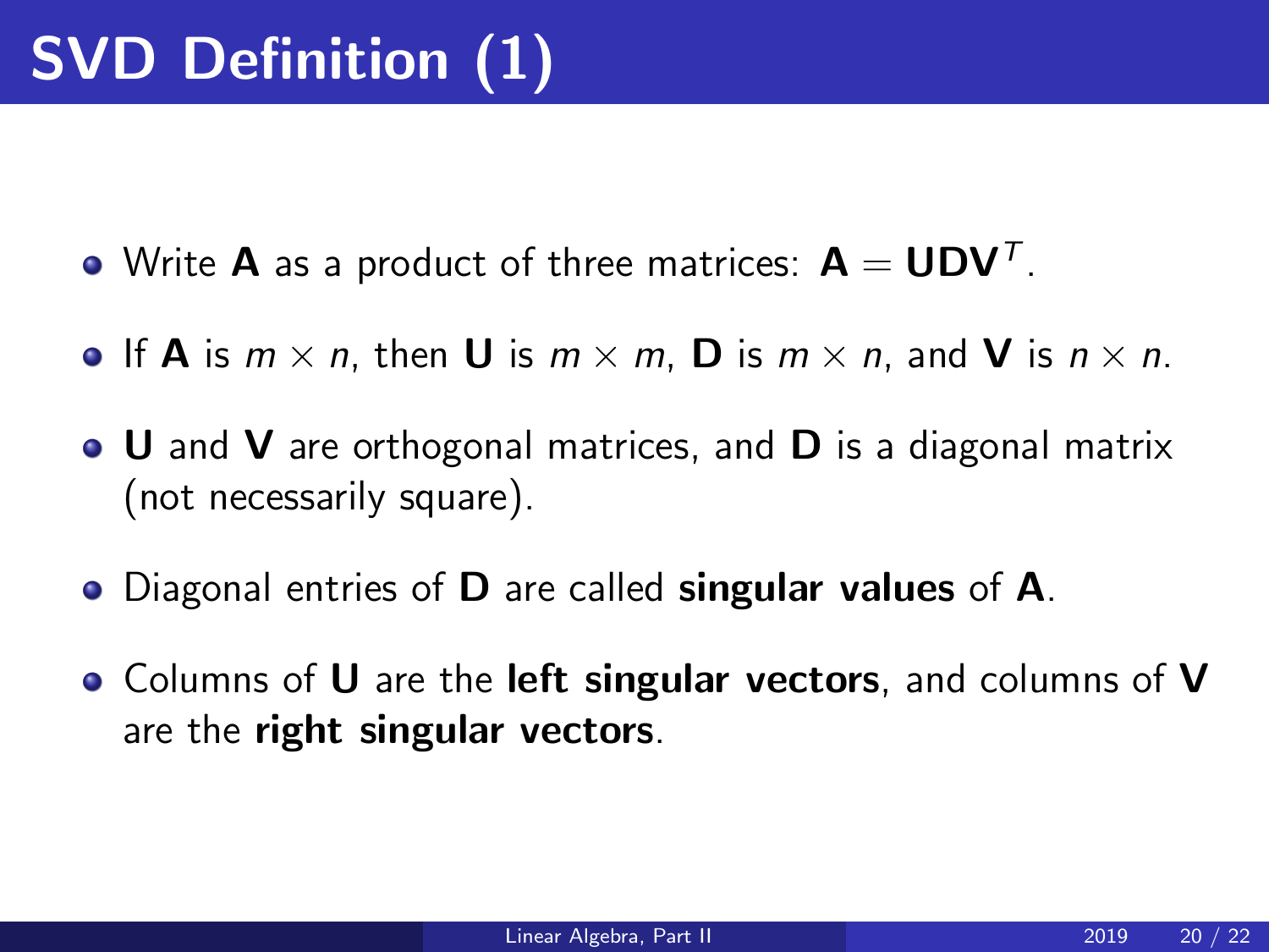# SVD Definition (1)

- Write $\mathbf{A}$ as a product of three matrices: $\mathbf{A} = \mathbf{U}\mathbf{D}\mathbf{V}^T$.
- If $\mathbf{A}$ is $m \times n$, then $\mathbf{U}$ is $m \times m$, $\mathbf{D}$ is $m \times n$, and $\mathbf{V}$ is $n \times n$.
- $\mathbf{U}$ and $\mathbf{V}$ are orthogonal matrices, and $\mathbf{D}$ is a diagonal matrix (not necessarily square).
- Diagonal entries of $\mathbf{D}$ are called **singular values** of $\mathbf{A}$.
- Columns of $\mathbf{U}$ are the **left singular vectors**, and columns of $\mathbf{V}$ are the **right singular vectors**.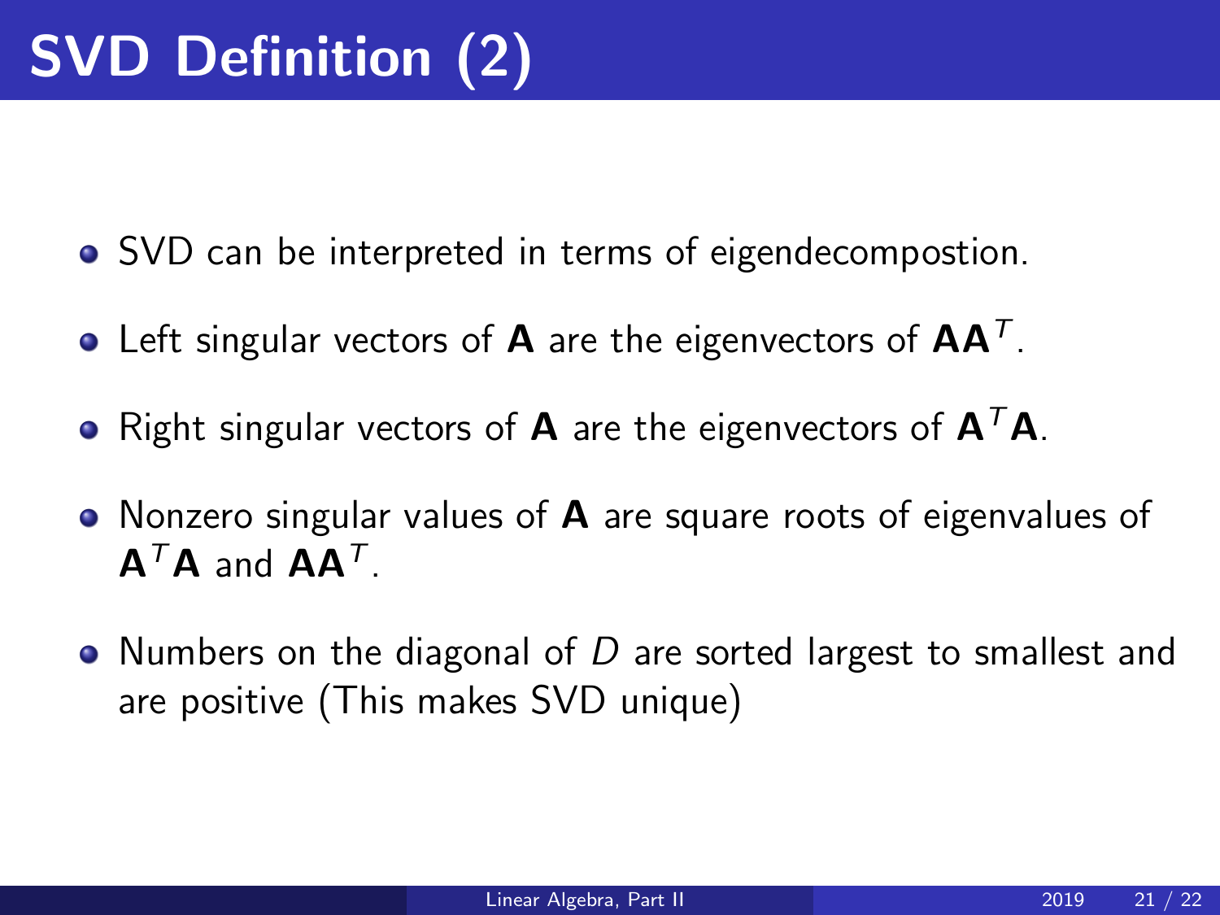# SVD Definition (2)

- SVD can be interpreted in terms of eigendecompostion.
- Left singular vectors of $\mathbf{A}$ are the eigenvectors of $\mathbf{A}\mathbf{A}^T$.
- Right singular vectors of $\mathbf{A}$ are the eigenvectors of $\mathbf{A}^T\mathbf{A}$.
- Nonzero singular values of $\mathbf{A}$ are square roots of eigenvalues of $\mathbf{A}^T\mathbf{A}$ and $\mathbf{A}\mathbf{A}^T$.
- Numbers on the diagonal of $D$ are sorted largest to smallest and are positive (This makes SVD unique)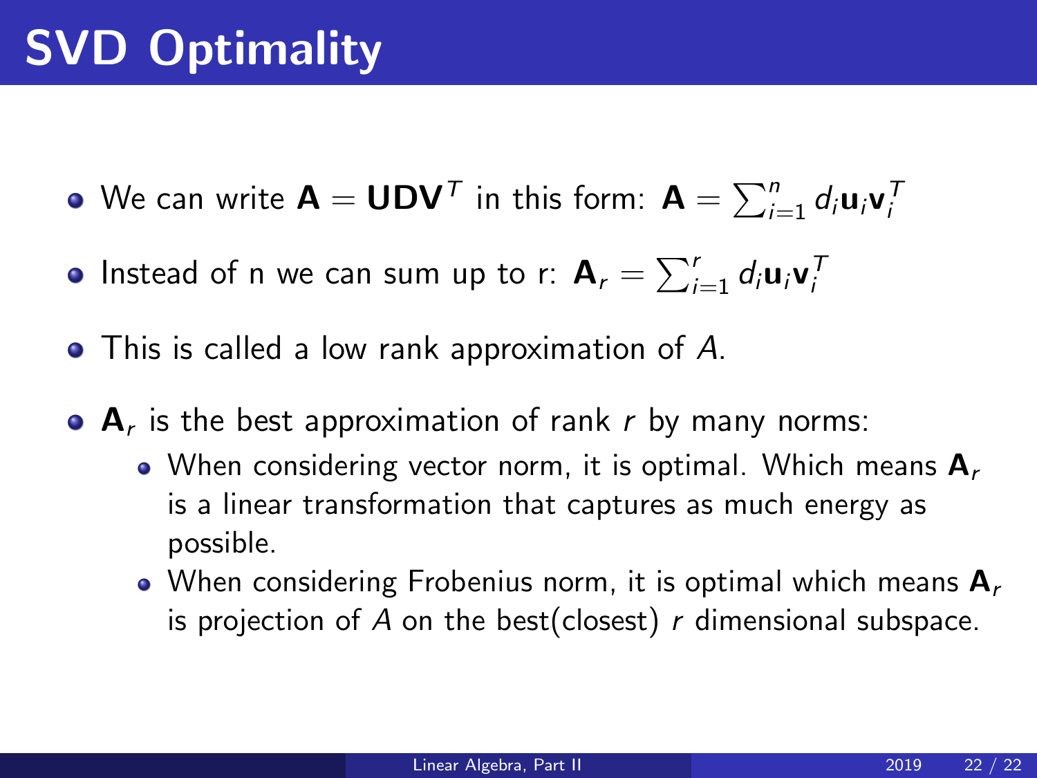# SVD Optimality

- We can write $\mathbf{A} = \mathbf{U}\mathbf{D}\mathbf{V}^T$ in this form: $\mathbf{A} = \sum_{i=1}^{n} d_i \mathbf{u}_i \mathbf{v}_i^T$
- Instead of n we can sum up to r: $\mathbf{A}_r = \sum_{i=1}^{r} d_i \mathbf{u}_i \mathbf{v}_i^T$
- This is called a low rank approximation of $A$.
- $\mathbf{A}_r$ is the best approximation of rank $r$ by many norms:
  - When considering vector norm, it is optimal. Which means $\mathbf{A}_r$ is a linear transformation that captures as much energy as possible.
  - When considering Frobenius norm, it is optimal which means $\mathbf{A}_r$ is projection of $A$ on the best(closest) $r$ dimensional subspace.